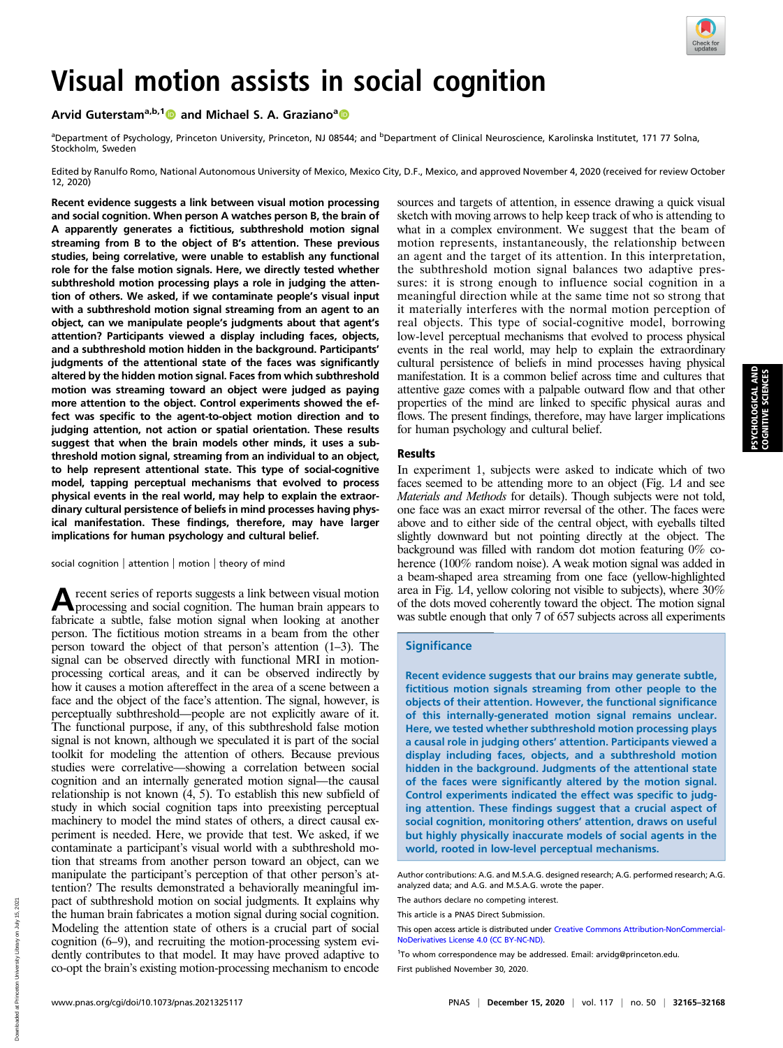# Visual motion assists in social cognition

Arvid Guterstam[a,b,1] and Michael S. A. Graziano[a]

[a]Department of Psychology, Princeton University, Princeton, NJ 08544; and [b]Department of Clinical Neuroscience, Karolinska Institutet, 171 77 Solna, Stockholm, Sweden

Edited by Ranulfo Romo, National Autonomous University of Mexico, Mexico City, D.F., Mexico, and approved November 4, 2020 (received for review October 12, 2020)

**Recent evidence suggests a link between visual motion processing and social cognition. When person A watches person B, the brain of A apparently generates a fictitious, subthreshold motion signal streaming from B to the object of B's attention. These previous studies, being correlative, were unable to establish any functional role for the false motion signals. Here, we directly tested whether subthreshold motion processing plays a role in judging the attention of others. We asked, if we contaminate people's visual input with a subthreshold motion signal streaming from an agent to an object, can we manipulate people's judgments about that agent's attention? Participants viewed a display including faces, objects, and a subthreshold motion hidden in the background. Participants' judgments of the attentional state of the faces was significantly altered by the hidden motion signal. Faces from which subthreshold motion was streaming toward an object were judged as paying more attention to the object. Control experiments showed the effect was specific to the agent-to-object motion direction and to judging attention, not action or spatial orientation. These results suggest that when the brain models other minds, it uses a subthreshold motion signal, streaming from an individual to an object, to help represent attentional state. This type of social-cognitive model, tapping perceptual mechanisms that evolved to process physical events in the real world, may help to explain the extraordinary cultural persistence of beliefs in mind processes having physical manifestation. These findings, therefore, may have larger implications for human psychology and cultural belief.**

social cognition | attention | motion | theory of mind

A recent series of reports suggests a link between visual motion processing and social cognition. The human brain appears to fabricate a subtle, false motion signal when looking at another person. The fictitious motion streams in a beam from the other person toward the object of that person's attention (1–3). The signal can be observed directly with functional MRI in motion-processing cortical areas, and it can be observed indirectly by how it causes a motion aftereffect in the area of a scene between a face and the object of the face's attention. The signal, however, is perceptually subthreshold—people are not explicitly aware of it. The functional purpose, if any, of this subthreshold false motion signal is not known, although we speculated it is part of the social toolkit for modeling the attention of others. Because previous studies were correlative—showing a correlation between social cognition and an internally generated motion signal—the causal relationship is not known (4, 5). To establish this new subfield of study in which social cognition taps into preexisting perceptual machinery to model the mind states of others, a direct causal experiment is needed. Here, we provide that test. We asked, if we contaminate a participant's visual world with a subthreshold motion that streams from another person toward an object, can we manipulate the participant's perception of that other person's attention? The results demonstrated a behaviorally meaningful impact of subthreshold motion on social judgments. It explains why the human brain fabricates a motion signal during social cognition. Modeling the attention state of others is a crucial part of social cognition (6–9), and recruiting the motion-processing system evidently contributes to that model. It may have proved adaptive to co-opt the brain's existing motion-processing mechanism to encode sources and targets of attention, in essence drawing a quick visual sketch with moving arrows to help keep track of who is attending to what in a complex environment. We suggest that the beam of motion represents, instantaneously, the relationship between an agent and the target of its attention. In this interpretation, the subthreshold motion signal balances two adaptive pressures: it is strong enough to influence social cognition in a meaningful direction while at the same time not so strong that it materially interferes with the normal motion perception of real objects. This type of social-cognitive model, borrowing low-level perceptual mechanisms that evolved to process physical events in the real world, may help to explain the extraordinary cultural persistence of beliefs in mind processes having physical manifestation. It is a common belief across time and cultures that attentive gaze comes with a palpable outward flow and that other properties of the mind are linked to specific physical auras and flows. The present findings, therefore, may have larger implications for human psychology and cultural belief.

## Results

In experiment 1, subjects were asked to indicate which of two faces seemed to be attending more to an object (Fig. 1*A* and see *Materials and Methods* for details). Though subjects were not told, one face was an exact mirror reversal of the other. The faces were above and to either side of the central object, with eyeballs tilted slightly downward but not pointing directly at the object. The background was filled with random dot motion featuring 0% coherence (100% random noise). A weak motion signal was added in a beam-shaped area streaming from one face (yellow-highlighted area in Fig. 1*A*, yellow coloring not visible to subjects), where 30% of the dots moved coherently toward the object. The motion signal was subtle enough that only 7 of 657 subjects across all experiments

### Significance

**Recent evidence suggests that our brains may generate subtle, fictitious motion signals streaming from other people to the objects of their attention. However, the functional significance of this internally-generated motion signal remains unclear. Here, we tested whether subthreshold motion processing plays a causal role in judging others' attention. Participants viewed a display including faces, objects, and a subthreshold motion hidden in the background. Judgments of the attentional state of the faces were significantly altered by the motion signal. Control experiments indicated the effect was specific to judging attention. These findings suggest that a crucial aspect of social cognition, monitoring others' attention, draws on useful but highly physically inaccurate models of social agents in the world, rooted in low-level perceptual mechanisms.**

Author contributions: A.G. and M.S.A.G. designed research; A.G. performed research; A.G. analyzed data; and A.G. and M.S.A.G. wrote the paper.

The authors declare no competing interest.

This article is a PNAS Direct Submission.

This open access article is distributed under Creative Commons Attribution-NonCommercial-NoDerivatives License 4.0 (CC BY-NC-ND).

[1]To whom correspondence may be addressed. Email: arvidg@princeton.edu.

First published November 30, 2020.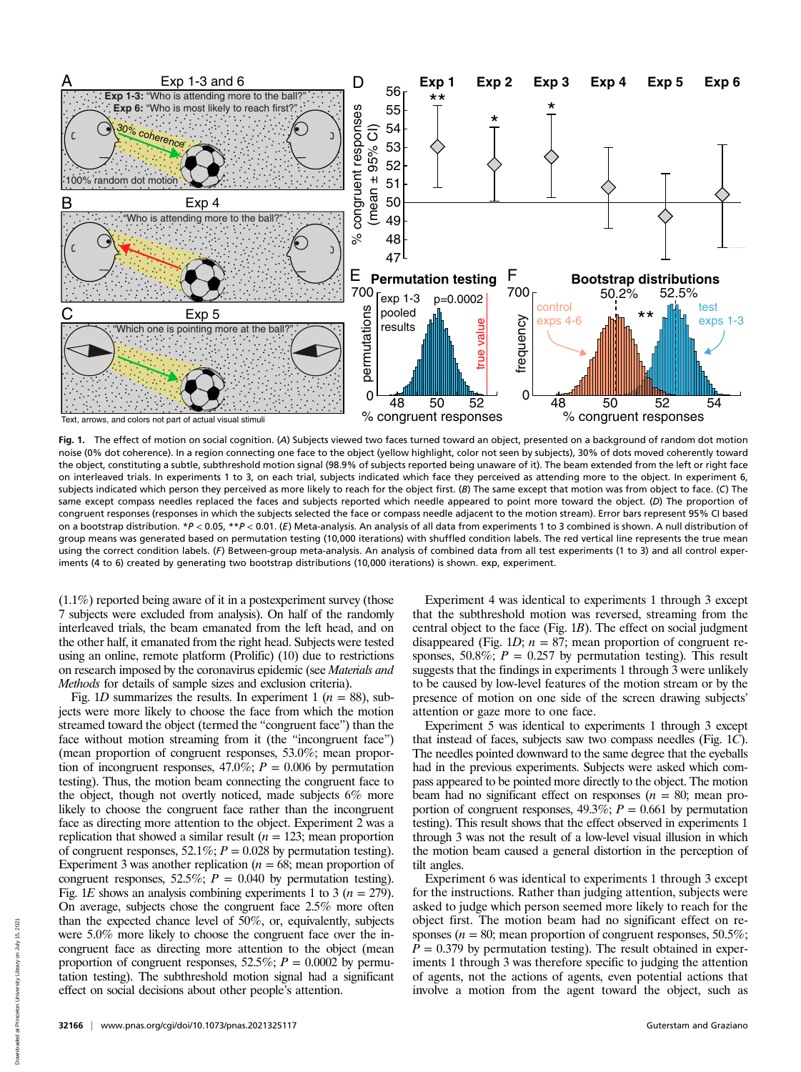**Fig. 1.** The effect of motion on social cognition. (*A*) Subjects viewed two faces turned toward an object, presented on a background of random dot motion noise (0% dot coherence). In a region connecting one face to the object (yellow highlight, color not seen by subjects), 30% of dots moved coherently toward the object, constituting a subtle, subthreshold motion signal (98.9% of subjects reported being unaware of it). The beam extended from the left or right face on interleaved trials. In experiments 1 to 3, on each trial, subjects indicated which face they perceived as attending more to the object. In experiment 6, subjects indicated which person they perceived as more likely to reach for the object first. (*B*) The same except that motion was from object to face. (*C*) The same except compass needles replaced the faces and subjects reported which needle appeared to point more toward the object. (*D*) The proportion of congruent responses (responses in which the subjects selected the face or compass needle adjacent to the motion stream). Error bars represent 95% CI based on a bootstrap distribution. $^{*}P < 0.05$, $^{**}P < 0.01$. (*E*) Meta-analysis. An analysis of all data from experiments 1 to 3 combined is shown. A null distribution of group means was generated based on permutation testing (10,000 iterations) with shuffled condition labels. The red vertical line represents the true mean using the correct condition labels. (*F*) Between-group meta-analysis. An analysis of combined data from all test experiments (1 to 3) and all control experiments (4 to 6) created by generating two bootstrap distributions (10,000 iterations) is shown. exp, experiment.

(1.1%) reported being aware of it in a postexperiment survey (those 7 subjects were excluded from analysis). On half of the randomly interleaved trials, the beam emanated from the left head, and on the other half, it emanated from the right head. Subjects were tested using an online, remote platform (Prolific) (10) due to restrictions on research imposed by the coronavirus epidemic (see *Materials and Methods* for details of sample sizes and exclusion criteria).

Fig. 1*D* summarizes the results. In experiment 1 ($n = 88$), subjects were more likely to choose the face from which the motion streamed toward the object (termed the "congruent face") than the face without motion streaming from it (the "incongruent face") (mean proportion of congruent responses, 53.0%; mean proportion of incongruent responses, 47.0%; $P = 0.006$ by permutation testing). Thus, the motion beam connecting the congruent face to the object, though not overtly noticed, made subjects 6% more likely to choose the congruent face rather than the incongruent face as directing more attention to the object. Experiment 2 was a replication that showed a similar result ($n = 123$; mean proportion of congruent responses, 52.1%; $P = 0.028$ by permutation testing). Experiment 3 was another replication ($n = 68$; mean proportion of congruent responses, 52.5%; $P = 0.040$ by permutation testing). Fig. 1*E* shows an analysis combining experiments 1 to 3 ($n = 279$). On average, subjects chose the congruent face 2.5% more often than the expected chance level of 50%, or, equivalently, subjects were 5.0% more likely to choose the congruent face over the incongruent face as directing more attention to the object (mean proportion of congruent responses, 52.5%; $P = 0.0002$ by permutation testing). The subthreshold motion signal had a significant effect on social decisions about other people's attention.

Experiment 4 was identical to experiments 1 through 3 except that the subthreshold motion was reversed, streaming from the central object to the face (Fig. 1*B*). The effect on social judgment disappeared (Fig. 1*D*; $n = 87$; mean proportion of congruent responses, 50.8%; $P = 0.257$ by permutation testing). This result suggests that the findings in experiments 1 through 3 were unlikely to be caused by low-level features of the motion stream or by the presence of motion on one side of the screen drawing subjects' attention or gaze more to one face.

Experiment 5 was identical to experiments 1 through 3 except that instead of faces, subjects saw two compass needles (Fig. 1*C*). The needles pointed downward to the same degree that the eyeballs had in the previous experiments. Subjects were asked which compass appeared to be pointed more directly to the object. The motion beam had no significant effect on responses ($n = 80$; mean proportion of congruent responses, 49.3%; $P = 0.661$ by permutation testing). This result shows that the effect observed in experiments 1 through 3 was not the result of a low-level visual illusion in which the motion beam caused a general distortion in the perception of tilt angles.

Experiment 6 was identical to experiments 1 through 3 except for the instructions. Rather than judging attention, subjects were asked to judge which person seemed more likely to reach for the object first. The motion beam had no significant effect on responses ($n = 80$; mean proportion of congruent responses, 50.5%; $P = 0.379$ by permutation testing). The result obtained in experiments 1 through 3 was therefore specific to judging the attention of agents, not the actions of agents, even potential actions that involve a motion from the agent toward the object, such as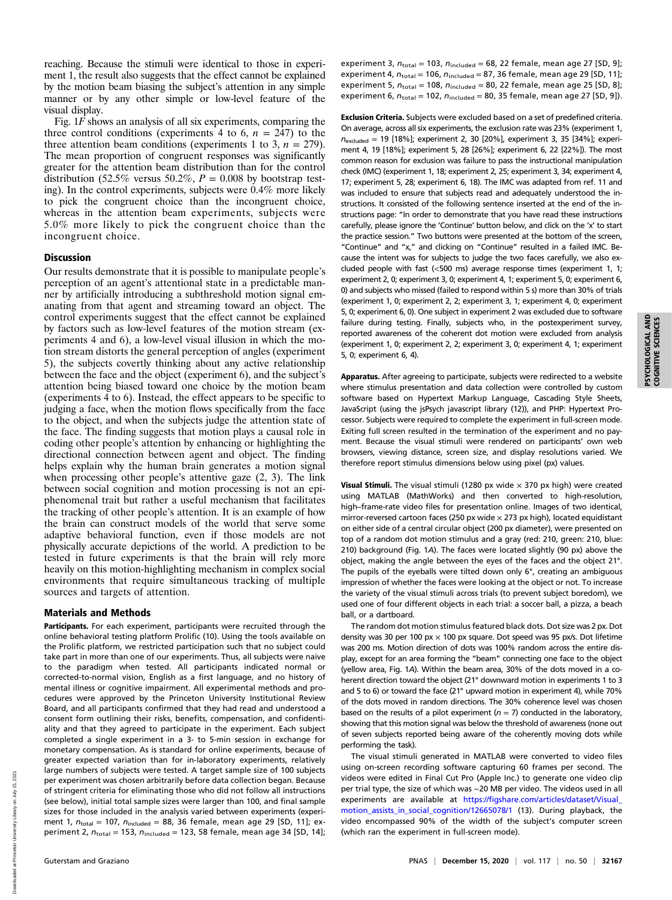reaching. Because the stimuli were identical to those in experiment 1, the result also suggests that the effect cannot be explained by the motion beam biasing the subject's attention in any simple manner or by any other simple or low-level feature of the visual display.

Fig. 1*F* shows an analysis of all six experiments, comparing the three control conditions (experiments 4 to 6, $n = 247$) to the three attention beam conditions (experiments 1 to 3, $n = 279$). The mean proportion of congruent responses was significantly greater for the attention beam distribution than for the control distribution (52.5% versus 50.2%, $P = 0.008$ by bootstrap testing). In the control experiments, subjects were 0.4% more likely to pick the congruent choice than the incongruent choice, whereas in the attention beam experiments, subjects were 5.0% more likely to pick the congruent choice than the incongruent choice.

## Discussion

Our results demonstrate that it is possible to manipulate people's perception of an agent's attentional state in a predictable manner by artificially introducing a subthreshold motion signal emanating from that agent and streaming toward an object. The control experiments suggest that the effect cannot be explained by factors such as low-level features of the motion stream (experiments 4 and 6), a low-level visual illusion in which the motion stream distorts the general perception of angles (experiment 5), the subjects covertly thinking about any active relationship between the face and the object (experiment 6), and the subject's attention being biased toward one choice by the motion beam (experiments 4 to 6). Instead, the effect appears to be specific to judging a face, when the motion flows specifically from the face to the object, and when the subjects judge the attention state of the face. The finding suggests that motion plays a causal role in coding other people's attention by enhancing or highlighting the directional connection between agent and object. The finding helps explain why the human brain generates a motion signal when processing other people's attentive gaze (2, 3). The link between social cognition and motion processing is not an epiphenomenal trait but rather a useful mechanism that facilitates the tracking of other people's attention. It is an example of how the brain can construct models of the world that serve some adaptive behavioral function, even if those models are not physically accurate depictions of the world. A prediction to be tested in future experiments is that the brain will rely more heavily on this motion-highlighting mechanism in complex social environments that require simultaneous tracking of multiple sources and targets of attention.

## Materials and Methods

**Participants.** For each experiment, participants were recruited through the online behavioral testing platform Prolific (10). Using the tools available on the Prolific platform, we restricted participation such that no subject could take part in more than one of our experiments. Thus, all subjects were naive to the paradigm when tested. All participants indicated normal or corrected-to-normal vision, English as a first language, and no history of mental illness or cognitive impairment. All experimental methods and procedures were approved by the Princeton University Institutional Review Board, and all participants confirmed that they had read and understood a consent form outlining their risks, benefits, compensation, and confidentiality and that they agreed to participate in the experiment. Each subject completed a single experiment in a 3- to 5-min session in exchange for monetary compensation. As is standard for online experiments, because of greater expected variation than for in-laboratory experiments, relatively large numbers of subjects were tested. A target sample size of 100 subjects per experiment was chosen arbitrarily before data collection began. Because of stringent criteria for eliminating those who did not follow all instructions (see below), initial total sample sizes were larger than 100, and final sample sizes for those included in the analysis varied between experiments (experiment 1, $n_{\text{total}} = 107$, $n_{\text{included}} = 88$, 36 female, mean age 29 [SD, 11]; experiment 2, $n_{\text{total}} = 153$, $n_{\text{included}} = 123$, 58 female, mean age 34 [SD, 14]; experiment 3, $n_{\text{total}} = 103$, $n_{\text{included}} = 68$, 22 female, mean age 27 [SD, 9]; experiment 4, $n_{\text{total}} = 106$, $n_{\text{included}} = 87$, 36 female, mean age 29 [SD, 11]; experiment 5, $n_{\text{total}} = 108$, $n_{\text{included}} = 80$, 22 female, mean age 25 [SD, 8]; experiment 6, $n_{\text{total}} = 102$, $n_{\text{included}} = 80$, 35 female, mean age 27 [SD, 9]).

**Exclusion Criteria.** Subjects were excluded based on a set of predefined criteria. On average, across all six experiments, the exclusion rate was 23% (experiment 1, $n_{\text{excluded}} = 19$ [18%]; experiment 2, 30 [20%], experiment 3, 35 [34%]; experiment 4, 19 [18%]; experiment 5, 28 [26%]; experiment 6, 22 [22%]). The most common reason for exclusion was failure to pass the instructional manipulation check (IMC) (experiment 1, 18; experiment 2, 25; experiment 3, 34; experiment 4, 17; experiment 5, 28; experiment 6, 18). The IMC was adapted from ref. 11 and was included to ensure that subjects read and adequately understood the instructions. It consisted of the following sentence inserted at the end of the instructions page: "In order to demonstrate that you have read these instructions carefully, please ignore the 'Continue' button below, and click on the 'x' to start the practice session." Two buttons were presented at the bottom of the screen, "Continue" and "x," and clicking on "Continue" resulted in a failed IMC. Because the intent was for subjects to judge the two faces carefully, we also excluded people with fast (<500 ms) average response times (experiment 1, 1; experiment 2, 0; experiment 3, 0; experiment 4, 1; experiment 5, 0; experiment 6, 0) and subjects who missed (failed to respond within 5 s) more than 30% of trials (experiment 1, 0; experiment 2, 2; experiment 3, 1; experiment 4, 0; experiment 5, 0; experiment 6, 0). One subject in experiment 2 was excluded due to software failure during testing. Finally, subjects who, in the postexperiment survey, reported awareness of the coherent dot motion were excluded from analysis (experiment 1, 0; experiment 2, 2; experiment 3, 0; experiment 4, 1; experiment 5, 0; experiment 6, 4).

**Apparatus.** After agreeing to participate, subjects were redirected to a website where stimulus presentation and data collection were controlled by custom software based on Hypertext Markup Language, Cascading Style Sheets, JavaScript (using the jsPsych javascript library (12)), and PHP: Hypertext Processor. Subjects were required to complete the experiment in full-screen mode. Exiting full screen resulted in the termination of the experiment and no payment. Because the visual stimuli were rendered on participants' own web browsers, viewing distance, screen size, and display resolutions varied. We therefore report stimulus dimensions below using pixel (px) values.

**Visual Stimuli.** The visual stimuli (1280 px wide × 370 px high) were created using MATLAB (MathWorks) and then converted to high-resolution, high–frame-rate video files for presentation online. Images of two identical, mirror-reversed cartoon faces (250 px wide × 273 px high), located equidistant on either side of a central circular object (200 px diameter), were presented on top of a random dot motion stimulus and a gray (red: 210, green: 210, blue: 210) background (Fig. 1*A*). The faces were located slightly (90 px) above the object, making the angle between the eyes of the faces and the object 21°. The pupils of the eyeballs were tilted down only 6°, creating an ambiguous impression of whether the faces were looking at the object or not. To increase the variety of the visual stimuli across trials (to prevent subject boredom), we used one of four different objects in each trial: a soccer ball, a pizza, a beach ball, or a dartboard.

The random dot motion stimulus featured black dots. Dot size was 2 px. Dot density was 30 per 100 px × 100 px square. Dot speed was 95 px/s. Dot lifetime was 200 ms. Motion direction of dots was 100% random across the entire display, except for an area forming the "beam" connecting one face to the object (yellow area, Fig. 1*A*). Within the beam area, 30% of the dots moved in a coherent direction toward the object (21° downward motion in experiments 1 to 3 and 5 to 6) or toward the face (21° upward motion in experiment 4), while 70% of the dots moved in random directions. The 30% coherence level was chosen based on the results of a pilot experiment ($n = 7$) conducted in the laboratory, showing that this motion signal was below the threshold of awareness (none out of seven subjects reported being aware of the coherently moving dots while performing the task).

The visual stimuli generated in MATLAB were converted to video files using on-screen recording software capturing 60 frames per second. The videos were edited in Final Cut Pro (Apple Inc.) to generate one video clip per trial type, the size of which was ~20 MB per video. The videos used in all experiments are available at https://figshare.com/articles/dataset/Visual_motion_assists_in_social_cognition/12665078/1 (13). During playback, the video encompassed 90% of the width of the subject's computer screen (which ran the experiment in full-screen mode).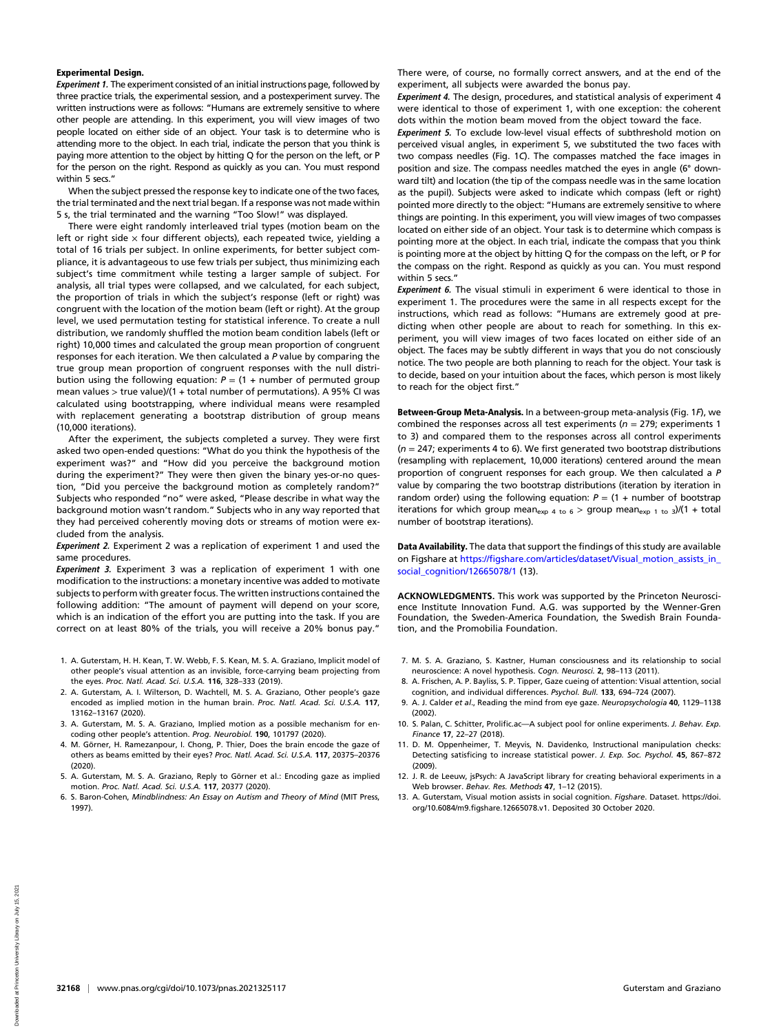**Experimental Design.**

*Experiment 1.* The experiment consisted of an initial instructions page, followed by three practice trials, the experimental session, and a postexperiment survey. The written instructions were as follows: "Humans are extremely sensitive to where other people are attending. In this experiment, you will view images of two people located on either side of an object. Your task is to determine who is attending more to the object. In each trial, indicate the person that you think is paying more attention to the object by hitting Q for the person on the left, or P for the person on the right. Respond as quickly as you can. You must respond within 5 secs."

When the subject pressed the response key to indicate one of the two faces, the trial terminated and the next trial began. If a response was not made within 5 s, the trial terminated and the warning "Too Slow!" was displayed.

There were eight randomly interleaved trial types (motion beam on the left or right side × four different objects), each repeated twice, yielding a total of 16 trials per subject. In online experiments, for better subject compliance, it is advantageous to use few trials per subject, thus minimizing each subject's time commitment while testing a larger sample of subject. For analysis, all trial types were collapsed, and we calculated, for each subject, the proportion of trials in which the subject's response (left or right) was congruent with the location of the motion beam (left or right). At the group level, we used permutation testing for statistical inference. To create a null distribution, we randomly shuffled the motion beam condition labels (left or right) 10,000 times and calculated the group mean proportion of congruent responses for each iteration. We then calculated a $P$ value by comparing the true group mean proportion of congruent responses with the null distribution using the following equation: $P = (1 + \text{number of permuted group mean values} > \text{true value})/(1 + \text{total number of permutations})$. A 95% CI was calculated using bootstrapping, where individual means were resampled with replacement generating a bootstrap distribution of group means (10,000 iterations).

After the experiment, the subjects completed a survey. They were first asked two open-ended questions: "What do you think the hypothesis of the experiment was?" and "How did you perceive the background motion during the experiment?" They were then given the binary yes-or-no question, "Did you perceive the background motion as completely random?" Subjects who responded "no" were asked, "Please describe in what way the background motion wasn't random." Subjects who in any way reported that they had perceived coherently moving dots or streams of motion were excluded from the analysis.

*Experiment 2.* Experiment 2 was a replication of experiment 1 and used the same procedures.

*Experiment 3.* Experiment 3 was a replication of experiment 1 with one modification to the instructions: a monetary incentive was added to motivate subjects to perform with greater focus. The written instructions contained the following addition: "The amount of payment will depend on your score, which is an indication of the effort you are putting into the task. If you are correct on at least 80% of the trials, you will receive a 20% bonus pay." There were, of course, no formally correct answers, and at the end of the experiment, all subjects were awarded the bonus pay.

*Experiment 4.* The design, procedures, and statistical analysis of experiment 4 were identical to those of experiment 1, with one exception: the coherent dots within the motion beam moved from the object toward the face.

*Experiment 5.* To exclude low-level visual effects of subthreshold motion on perceived visual angles, in experiment 5, we substituted the two faces with two compass needles (Fig. 1*C*). The compasses matched the face images in position and size. The compass needles matched the eyes in angle (6° downward tilt) and location (the tip of the compass needle was in the same location as the pupil). Subjects were asked to indicate which compass (left or right) pointed more directly to the object: "Humans are extremely sensitive to where things are pointing. In this experiment, you will view images of two compasses located on either side of an object. Your task is to determine which compass is pointing more at the object. In each trial, indicate the compass that you think is pointing more at the object by hitting Q for the compass on the left, or P for the compass on the right. Respond as quickly as you can. You must respond within 5 secs."

*Experiment 6.* The visual stimuli in experiment 6 were identical to those in experiment 1. The procedures were the same in all respects except for the instructions, which read as follows: "Humans are extremely good at predicting when other people are about to reach for something. In this experiment, you will view images of two faces located on either side of an object. The faces may be subtly different in ways that you do not consciously notice. The two people are both planning to reach for the object. Your task is to decide, based on your intuition about the faces, which person is most likely to reach for the object first."

**Between-Group Meta-Analysis.** In a between-group meta-analysis (Fig. 1*F*), we combined the responses across all test experiments ($n = 279$; experiments 1 to 3) and compared them to the responses across all control experiments ($n = 247$; experiments 4 to 6). We first generated two bootstrap distributions (resampling with replacement, 10,000 iterations) centered around the mean proportion of congruent responses for each group. We then calculated a $P$ value by comparing the two bootstrap distributions (iteration by iteration in random order) using the following equation: $P = (1 + \text{number of bootstrap iterations for which group mean}_{\text{exp 4 to 6}} > \text{group mean}_{\text{exp 1 to 3}})/(1 + \text{total number of bootstrap iterations})$.

**Data Availability.** The data that support the findings of this study are available on Figshare at https://figshare.com/articles/dataset/Visual_motion_assists_in_social_cognition/12665078/1 (13).

**ACKNOWLEDGMENTS.** This work was supported by the Princeton Neuroscience Institute Innovation Fund. A.G. was supported by the Wenner-Gren Foundation, the Sweden-America Foundation, the Swedish Brain Foundation, and the Promobilia Foundation.

1. A. Guterstam, H. H. Kean, T. W. Webb, F. S. Kean, M. S. A. Graziano, Implicit model of other people's visual attention as an invisible, force-carrying beam projecting from the eyes. *Proc. Natl. Acad. Sci. U.S.A.* **116**, 328–333 (2019).
2. A. Guterstam, A. I. Wilterson, D. Wachtell, M. S. A. Graziano, Other people's gaze encoded as implied motion in the human brain. *Proc. Natl. Acad. Sci. U.S.A.* **117**, 13162–13167 (2020).
3. A. Guterstam, M. S. A. Graziano, Implied motion as a possible mechanism for encoding other people's attention. *Prog. Neurobiol.* **190**, 101797 (2020).
4. M. Görner, H. Ramezanpour, I. Chong, P. Thier, Does the brain encode the gaze of others as beams emitted by their eyes? *Proc. Natl. Acad. Sci. U.S.A.* **117**, 20375–20376 (2020).
5. A. Guterstam, M. S. A. Graziano, Reply to Görner et al.: Encoding gaze as implied motion. *Proc. Natl. Acad. Sci. U.S.A.* **117**, 20377 (2020).
6. S. Baron-Cohen, *Mindblindness: An Essay on Autism and Theory of Mind* (MIT Press, 1997).
7. M. S. A. Graziano, S. Kastner, Human consciousness and its relationship to social neuroscience: A novel hypothesis. *Cogn. Neurosci.* **2**, 98–113 (2011).
8. A. Frischen, A. P. Bayliss, S. P. Tipper, Gaze cueing of attention: Visual attention, social cognition, and individual differences. *Psychol. Bull.* **133**, 694–724 (2007).
9. A. J. Calder *et al*., Reading the mind from eye gaze. *Neuropsychologia* **40**, 1129–1138 (2002).
10. S. Palan, C. Schitter, Prolific.ac—A subject pool for online experiments. *J. Behav. Exp. Finance* **17**, 22–27 (2018).
11. D. M. Oppenheimer, T. Meyvis, N. Davidenko, Instructional manipulation checks: Detecting satisficing to increase statistical power. *J. Exp. Soc. Psychol.* **45**, 867–872 (2009).
12. J. R. de Leeuw, jsPsych: A JavaScript library for creating behavioral experiments in a Web browser. *Behav. Res. Methods* **47**, 1–12 (2015).
13. A. Guterstam, Visual motion assists in social cognition. *Figshare*. Dataset. https://doi.org/10.6084/m9.figshare.12665078.v1. Deposited 30 October 2020.